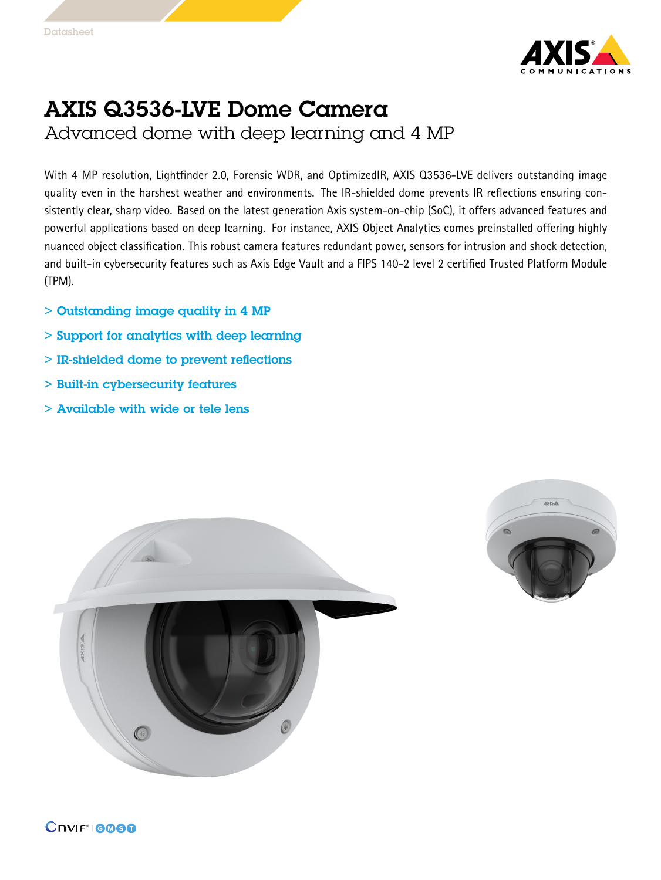Datasheet

# AXIS Q3536-LVE Dome Camera

## Advanced dome with deep learning and 4 MP

With 4 MP resolution, Lightfinder 2.0, Forensic WDR, and OptimizedIR, AXIS Q3536-LVE delivers outstanding image quality even in the harshest weather and environments. The IR-shielded dome prevents IR reflections ensuring consistently clear, sharp video. Based on the latest generation Axis system-on-chip (SoC), it offers advanced features and powerful applications based on deep learning. For instance, AXIS Object Analytics comes preinstalled offering highly nuanced object classification. This robust camera features redundant power, sensors for intrusion and shock detection, and built-in cybersecurity features such as Axis Edge Vault and a FIPS 140-2 level 2 certified Trusted Platform Module (TPM).

- > Outstanding image quality in 4 MP
- > Support for analytics with deep learning
- > IR-shielded dome to prevent reflections
- > Built-in cybersecurity features
- > Available with wide or tele lens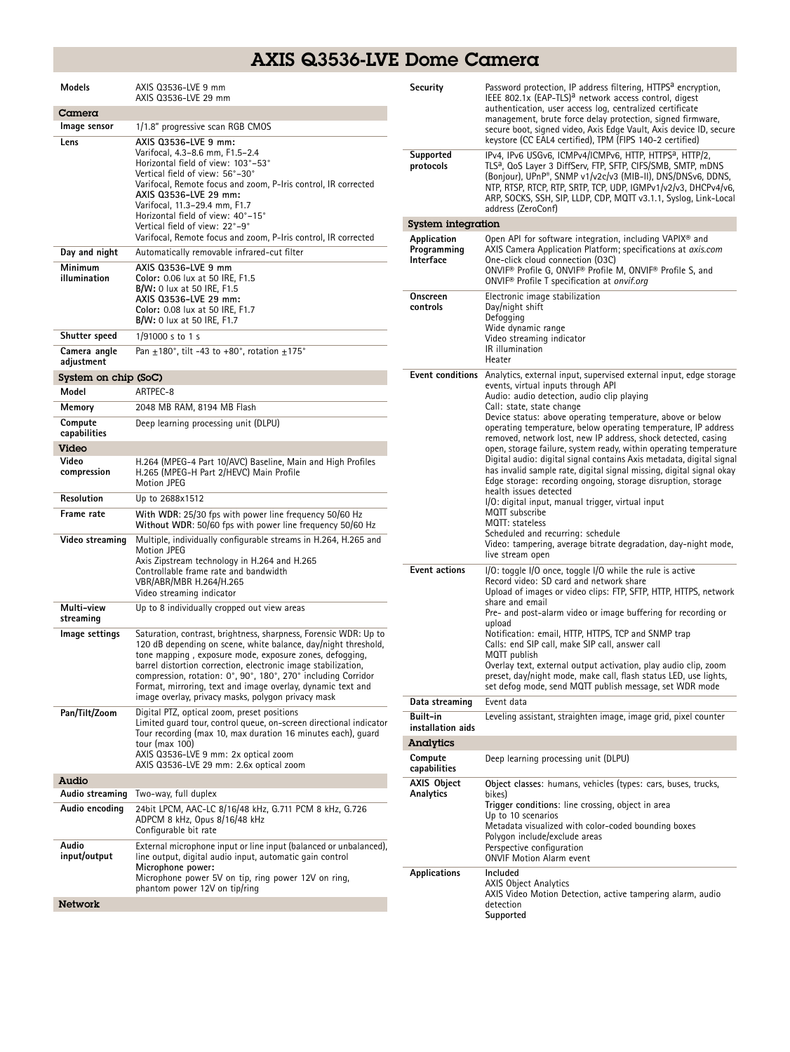# AXIS Q3536-LVE Dome Camera

| | |
|---|---|
| **Models** | AXIS Q3536-LVE 9 mm<br>AXIS Q3536-LVE 29 mm |

## Camera

| | |
|---|---|
| **Image sensor** | 1/1.8" progressive scan RGB CMOS |
| **Lens** | **AXIS Q3536-LVE 9 mm:**<br>Varifocal, 4.3–8.6 mm, F1.5–2.4<br>Horizontal field of view: 103°–53°<br>Vertical field of view: 56°–30°<br>Varifocal, Remote focus and zoom, P-Iris control, IR corrected<br>**AXIS Q3536-LVE 29 mm:**<br>Varifocal, 11.3–29.4 mm, F1.7<br>Horizontal field of view: 40°–15°<br>Vertical field of view: 22°–9°<br>Varifocal, Remote focus and zoom, P-Iris control, IR corrected |
| **Day and night** | Automatically removable infrared-cut filter |
| **Minimum illumination** | **AXIS Q3536-LVE 9 mm**<br>**Color:** 0.06 lux at 50 IRE, F1.5<br>**B/W:** 0 lux at 50 IRE, F1.5<br>**AXIS Q3536-LVE 29 mm:**<br>**Color:** 0.08 lux at 50 IRE, F1.7<br>**B/W:** 0 lux at 50 IRE, F1.7 |
| **Shutter speed** | 1/91000 s to 1 s |
| **Camera angle adjustment** | Pan ±180°, tilt -43 to +80°, rotation ±175° |

## System on chip (SoC)

| | |
|---|---|
| **Model** | ARTPEC-8 |
| **Memory** | 2048 MB RAM, 8194 MB Flash |
| **Compute capabilities** | Deep learning processing unit (DLPU) |

## Video

| | |
|---|---|
| **Video compression** | H.264 (MPEG-4 Part 10/AVC) Baseline, Main and High Profiles<br>H.265 (MPEG-H Part 2/HEVC) Main Profile<br>Motion JPEG |
| **Resolution** | Up to 2688x1512 |
| **Frame rate** | **With WDR**: 25/30 fps with power line frequency 50/60 Hz<br>**Without WDR**: 50/60 fps with power line frequency 50/60 Hz |
| **Video streaming** | Multiple, individually configurable streams in H.264, H.265 and Motion JPEG<br>Axis Zipstream technology in H.264 and H.265<br>Controllable frame rate and bandwidth<br>VBR/ABR/MBR H.264/H.265<br>Video streaming indicator |
| **Multi-view streaming** | Up to 8 individually cropped out view areas |
| **Image settings** | Saturation, contrast, brightness, sharpness, Forensic WDR: Up to 120 dB depending on scene, white balance, day/night threshold, tone mapping , exposure mode, exposure zones, defogging, barrel distortion correction, electronic image stabilization, compression, rotation: 0°, 90°, 180°, 270° including Corridor Format, mirroring, text and image overlay, dynamic text and image overlay, privacy masks, polygon privacy mask |
| **Pan/Tilt/Zoom** | Digital PTZ, optical zoom, preset positions<br>Limited guard tour, control queue, on-screen directional indicator<br>Tour recording (max 10, max duration 16 minutes each), guard tour (max 100)<br>AXIS Q3536-LVE 9 mm: 2x optical zoom<br>AXIS Q3536-LVE 29 mm: 2.6x optical zoom |

## Audio

| | |
|---|---|
| **Audio streaming** | Two-way, full duplex |
| **Audio encoding** | 24bit LPCM, AAC-LC 8/16/48 kHz, G.711 PCM 8 kHz, G.726 ADPCM 8 kHz, Opus 8/16/48 kHz<br>Configurable bit rate |
| **Audio input/output** | External microphone input or line input (balanced or unbalanced), line output, digital audio input, automatic gain control<br>**Microphone power:**<br>Microphone power 5V on tip, ring power 12V on ring, phantom power 12V on tip/ring |

## Network

| | |
|---|---|
| **Security** | Password protection, IP address filtering, HTTPS[a] encryption, IEEE 802.1x (EAP-TLS)[a] network access control, digest authentication, user access log, centralized certificate management, brute force delay protection, signed firmware, secure boot, signed video, Axis Edge Vault, Axis device ID, secure keystore (CC EAL4 certified), TPM (FIPS 140-2 certified) |
| **Supported protocols** | IPv4, IPv6 USGv6, ICMPv4/ICMPv6, HTTP, HTTPS[a], HTTP/2, TLS[a], QoS Layer 3 DiffServ, FTP, SFTP, CIFS/SMB, SMTP, mDNS (Bonjour), UPnP®, SNMP v1/v2c/v3 (MIB-II), DNS/DNSv6, DDNS, NTP, RTSP, RTCP, RTP, SRTP, TCP, UDP, IGMPv1/v2/v3, DHCPv4/v6, ARP, SOCKS, SSH, SIP, LLDP, CDP, MQTT v3.1.1, Syslog, Link-Local address (ZeroConf) |

## System integration

| | |
|---|---|
| **Application Programming Interface** | Open API for software integration, including VAPIX® and AXIS Camera Application Platform; specifications at *axis.com*<br>One-click cloud connection (O3C)<br>ONVIF® Profile G, ONVIF® Profile M, ONVIF® Profile S, and ONVIF® Profile T specification at *onvif.org* |
| **Onscreen controls** | Electronic image stabilization<br>Day/night shift<br>Defogging<br>Wide dynamic range<br>Video streaming indicator<br>IR illumination<br>Heater |
| **Event conditions** | Analytics, external input, supervised external input, edge storage events, virtual inputs through API<br>Audio: audio detection, audio clip playing<br>Call: state, state change<br>Device status: above operating temperature, above or below operating temperature, below operating temperature, IP address removed, network lost, new IP address, shock detected, casing open, storage failure, system ready, within operating temperature<br>Digital audio: digital signal contains Axis metadata, digital signal has invalid sample rate, digital signal missing, digital signal okay<br>Edge storage: recording ongoing, storage disruption, storage health issues detected<br>I/O: digital input, manual trigger, virtual input<br>MQTT subscribe<br>MQTT: stateless<br>Scheduled and recurring: schedule<br>Video: tampering, average bitrate degradation, day-night mode, live stream open |
| **Event actions** | I/O: toggle I/O once, toggle I/O while the rule is active<br>Record video: SD card and network share<br>Upload of images or video clips: FTP, SFTP, HTTP, HTTPS, network share and email<br>Pre- and post-alarm video or image buffering for recording or upload<br>Notification: email, HTTP, HTTPS, TCP and SNMP trap<br>Calls: end SIP call, make SIP call, answer call<br>MQTT publish<br>Overlay text, external output activation, play audio clip, zoom preset, day/night mode, make call, flash status LED, use lights, set defog mode, send MQTT publish message, set WDR mode |
| **Data streaming** | Event data |
| **Built-in installation aids** | Leveling assistant, straighten image, image grid, pixel counter |

## Analytics

| | |
|---|---|
| **Compute capabilities** | Deep learning processing unit (DLPU) |
| **AXIS Object Analytics** | **Object classes**: humans, vehicles (types: cars, buses, trucks, bikes)<br>**Trigger conditions**: line crossing, object in area<br>Up to 10 scenarios<br>Metadata visualized with color-coded bounding boxes<br>Polygon include/exclude areas<br>Perspective configuration<br>ONVIF Motion Alarm event |
| **Applications** | **Included**<br>AXIS Object Analytics<br>AXIS Video Motion Detection, active tampering alarm, audio detection<br>**Supported** |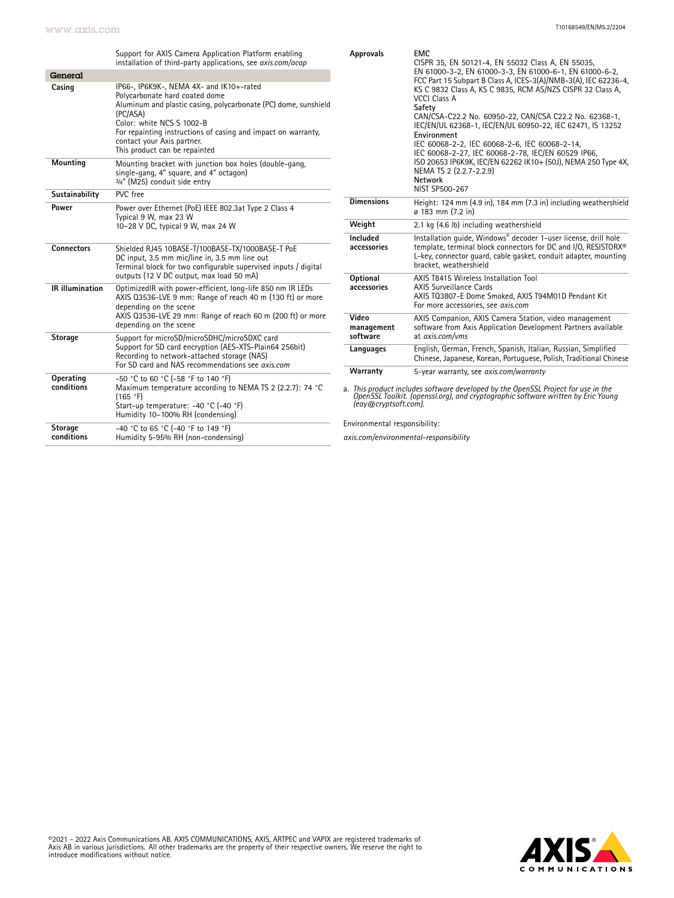| | |
|---|---|
| | Support for AXIS Camera Application Platform enabling installation of third-party applications, see *axis.com/acap* |

## General

| | |
|---|---|
| **Casing** | IP66-, IP6K9K-, NEMA 4X- and IK10+-rated<br>Polycarbonate hard coated dome<br>Aluminum and plastic casing, polycarbonate (PC) dome, sunshield (PC/ASA)<br>Color: white NCS S 1002-B<br>For repainting instructions of casing and impact on warranty, contact your Axis partner.<br>This product can be repainted |
| **Mounting** | Mounting bracket with junction box holes (double-gang, single-gang, 4" square, and 4" octagon)<br>¾" (M25) conduit side entry |
| **Sustainability** | PVC free |
| **Power** | Power over Ethernet (PoE) IEEE 802.3at Type 2 Class 4<br>Typical 9 W, max 23 W<br>10–28 V DC, typical 9 W, max 24 W |
| **Connectors** | Shielded RJ45 10BASE-T/100BASE-TX/1000BASE-T PoE<br>DC input, 3.5 mm mic/line in, 3.5 mm line out<br>Terminal block for two configurable supervised inputs / digital outputs (12 V DC output, max load 50 mA) |
| **IR illumination** | OptimizedIR with power-efficient, long-life 850 nm IR LEDs<br>AXIS Q3536-LVE 9 mm: Range of reach 40 m (130 ft) or more depending on the scene<br>AXIS Q3536-LVE 29 mm: Range of reach 60 m (200 ft) or more depending on the scene |
| **Storage** | Support for microSD/microSDHC/microSDXC card<br>Support for SD card encryption (AES-XTS-Plain64 256bit)<br>Recording to network-attached storage (NAS)<br>For SD card and NAS recommendations see *axis.com* |
| **Operating conditions** | -50 °C to 60 °C (-58 °F to 140 °F)<br>Maximum temperature according to NEMA TS 2 (2.2.7): 74 °C (165 °F)<br>Start-up temperature: -40 °C (-40 °F)<br>Humidity 10–100% RH (condensing) |
| **Storage conditions** | -40 °C to 65 °C (-40 °F to 149 °F)<br>Humidity 5-95% RH (non-condensing) |
| **Approvals** | **EMC**<br>CISPR 35, EN 50121-4, EN 55032 Class A, EN 55035, EN 61000-3-2, EN 61000-3-3, EN 61000-6-1, EN 61000-6-2, FCC Part 15 Subpart B Class A, ICES-3(A)/NMB-3(A), IEC 62236-4, KS C 9832 Class A, KS C 9835, RCM AS/NZS CISPR 32 Class A, VCCI Class A<br>**Safety**<br>CAN/CSA-C22.2 No. 60950-22, CAN/CSA C22.2 No. 62368-1, IEC/EN/UL 62368-1, IEC/EN/UL 60950-22, IEC 62471, IS 13252<br>**Environment**<br>IEC 60068-2-2, IEC 60068-2-6, IEC 60068-2-14, IEC 60068-2-27, IEC 60068-2-78, IEC/EN 60529 IP66, ISO 20653 IP6K9K, IEC/EN 62262 IK10+ (50J), NEMA 250 Type 4X, NEMA TS 2 (2.2.7-2.2.9)<br>**Network**<br>NIST SP500-267 |
| **Dimensions** | Height: 124 mm (4.9 in), 184 mm (7.3 in) including weathershield<br>ø 183 mm (7.2 in) |
| **Weight** | 2.1 kg (4.6 lb) including weathershield |
| **Included accessories** | Installation guide, Windows® decoder 1-user license, drill hole template, terminal block connectors for DC and I/O, RESISTORX® L-key, connector guard, cable gasket, conduit adapter, mounting bracket, weathershield |
| **Optional accessories** | AXIS T8415 Wireless Installation Tool<br>AXIS Surveillance Cards<br>AXIS TQ3807-E Dome Smoked, AXIS T94M01D Pendant Kit<br>For more accessories, see *axis.com* |
| **Video management software** | AXIS Companion, AXIS Camera Station, video management software from Axis Application Development Partners available at *axis.com/vms* |
| **Languages** | English, German, French, Spanish, Italian, Russian, Simplified Chinese, Japanese, Korean, Portuguese, Polish, Traditional Chinese |
| **Warranty** | 5-year warranty, see *axis.com/warranty* |

a. *This product includes software developed by the OpenSSL Project for use in the OpenSSL Toolkit. (openssl.org), and cryptographic software written by Eric Young (eay@cryptsoft.com).*

Environmental responsibility:

*axis.com/environmental-responsibility*

©2021 - 2022 Axis Communications AB. AXIS COMMUNICATIONS, AXIS, ARTPEC and VAPIX are registered trademarks of Axis AB in various jurisdictions. All other trademarks are the property of their respective owners. We reserve the right to introduce modifications without notice.